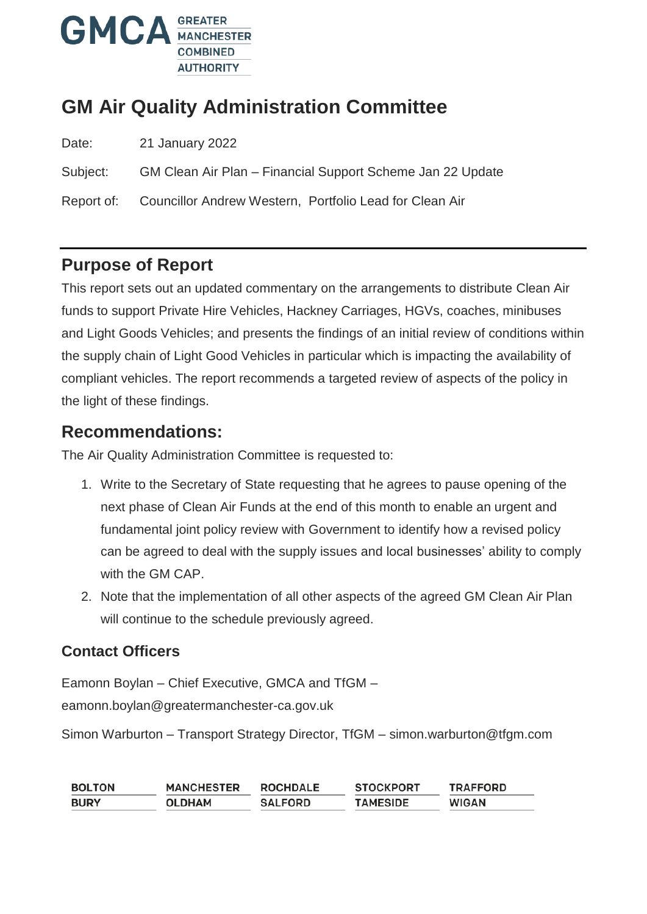GMCA GREATER MANCHESTER COMBINED AUTHORITY

# GM Air Quality Administration Committee

Date: 21 January 2022

Subject: GM Clean Air Plan – Financial Support Scheme Jan 22 Update

Report of: Councillor Andrew Western, Portfolio Lead for Clean Air

## Purpose of Report

This report sets out an updated commentary on the arrangements to distribute Clean Air funds to support Private Hire Vehicles, Hackney Carriages, HGVs, coaches, minibuses and Light Goods Vehicles; and presents the findings of an initial review of conditions within the supply chain of Light Good Vehicles in particular which is impacting the availability of compliant vehicles. The report recommends a targeted review of aspects of the policy in the light of these findings.

## Recommendations:

The Air Quality Administration Committee is requested to:

1. Write to the Secretary of State requesting that he agrees to pause opening of the next phase of Clean Air Funds at the end of this month to enable an urgent and fundamental joint policy review with Government to identify how a revised policy can be agreed to deal with the supply issues and local businesses' ability to comply with the GM CAP.
2. Note that the implementation of all other aspects of the agreed GM Clean Air Plan will continue to the schedule previously agreed.

### Contact Officers

Eamonn Boylan – Chief Executive, GMCA and TfGM – eamonn.boylan@greatermanchester-ca.gov.uk

Simon Warburton – Transport Strategy Director, TfGM – simon.warburton@tfgm.com

| BOLTON | MANCHESTER | ROCHDALE | STOCKPORT | TRAFFORD |
| --- | --- | --- | --- | --- |
| BURY | OLDHAM | SALFORD | TAMESIDE | WIGAN |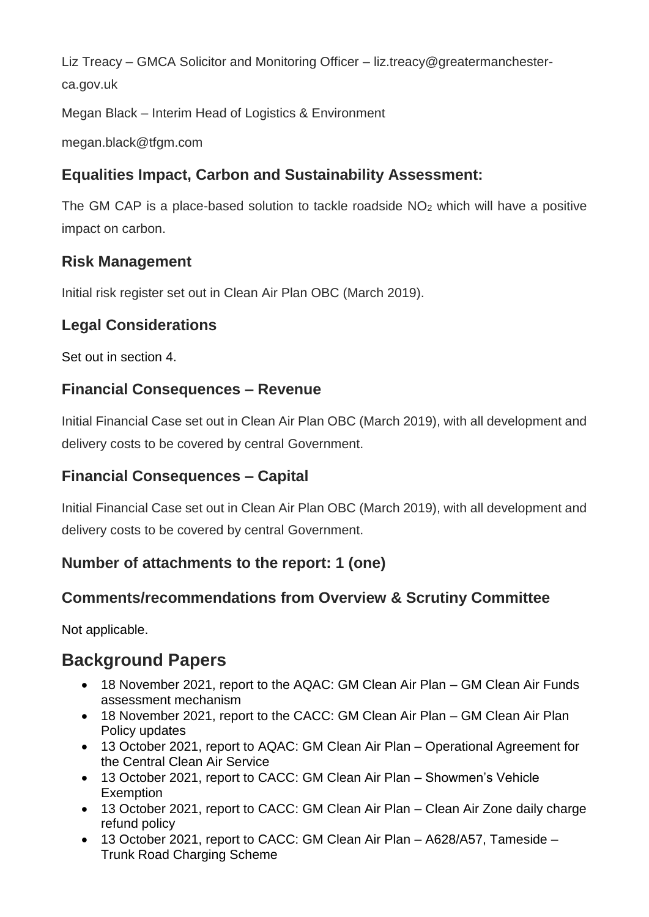Liz Treacy – GMCA Solicitor and Monitoring Officer – liz.treacy@greatermanchester-ca.gov.uk

Megan Black – Interim Head of Logistics & Environment

megan.black@tfgm.com

### Equalities Impact, Carbon and Sustainability Assessment:

The GM CAP is a place-based solution to tackle roadside $NO_2$ which will have a positive impact on carbon.

### Risk Management

Initial risk register set out in Clean Air Plan OBC (March 2019).

### Legal Considerations

Set out in section 4.

### Financial Consequences – Revenue

Initial Financial Case set out in Clean Air Plan OBC (March 2019), with all development and delivery costs to be covered by central Government.

### Financial Consequences – Capital

Initial Financial Case set out in Clean Air Plan OBC (March 2019), with all development and delivery costs to be covered by central Government.

### Number of attachments to the report: 1 (one)

### Comments/recommendations from Overview & Scrutiny Committee

Not applicable.

## Background Papers

- 18 November 2021, report to the AQAC: GM Clean Air Plan – GM Clean Air Funds assessment mechanism
- 18 November 2021, report to the CACC: GM Clean Air Plan – GM Clean Air Plan Policy updates
- 13 October 2021, report to AQAC: GM Clean Air Plan – Operational Agreement for the Central Clean Air Service
- 13 October 2021, report to CACC: GM Clean Air Plan – Showmen's Vehicle Exemption
- 13 October 2021, report to CACC: GM Clean Air Plan – Clean Air Zone daily charge refund policy
- 13 October 2021, report to CACC: GM Clean Air Plan – A628/A57, Tameside – Trunk Road Charging Scheme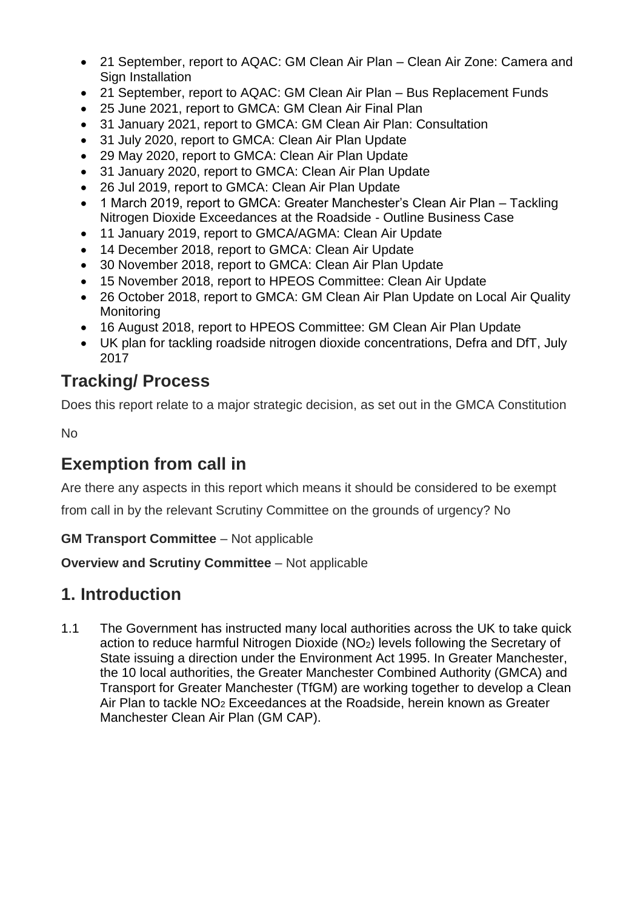- 21 September, report to AQAC: GM Clean Air Plan – Clean Air Zone: Camera and Sign Installation
- 21 September, report to AQAC: GM Clean Air Plan – Bus Replacement Funds
- 25 June 2021, report to GMCA: GM Clean Air Final Plan
- 31 January 2021, report to GMCA: GM Clean Air Plan: Consultation
- 31 July 2020, report to GMCA: Clean Air Plan Update
- 29 May 2020, report to GMCA: Clean Air Plan Update
- 31 January 2020, report to GMCA: Clean Air Plan Update
- 26 Jul 2019, report to GMCA: Clean Air Plan Update
- 1 March 2019, report to GMCA: Greater Manchester's Clean Air Plan – Tackling Nitrogen Dioxide Exceedances at the Roadside - Outline Business Case
- 11 January 2019, report to GMCA/AGMA: Clean Air Update
- 14 December 2018, report to GMCA: Clean Air Update
- 30 November 2018, report to GMCA: Clean Air Plan Update
- 15 November 2018, report to HPEOS Committee: Clean Air Update
- 26 October 2018, report to GMCA: GM Clean Air Plan Update on Local Air Quality Monitoring
- 16 August 2018, report to HPEOS Committee: GM Clean Air Plan Update
- UK plan for tackling roadside nitrogen dioxide concentrations, Defra and DfT, July 2017

## Tracking/ Process

Does this report relate to a major strategic decision, as set out in the GMCA Constitution

No

## Exemption from call in

Are there any aspects in this report which means it should be considered to be exempt from call in by the relevant Scrutiny Committee on the grounds of urgency? No

**GM Transport Committee** – Not applicable

**Overview and Scrutiny Committee** – Not applicable

## 1. Introduction

1.1 The Government has instructed many local authorities across the UK to take quick action to reduce harmful Nitrogen Dioxide ($NO_2$) levels following the Secretary of State issuing a direction under the Environment Act 1995. In Greater Manchester, the 10 local authorities, the Greater Manchester Combined Authority (GMCA) and Transport for Greater Manchester (TfGM) are working together to develop a Clean Air Plan to tackle $NO_2$ Exceedances at the Roadside, herein known as Greater Manchester Clean Air Plan (GM CAP).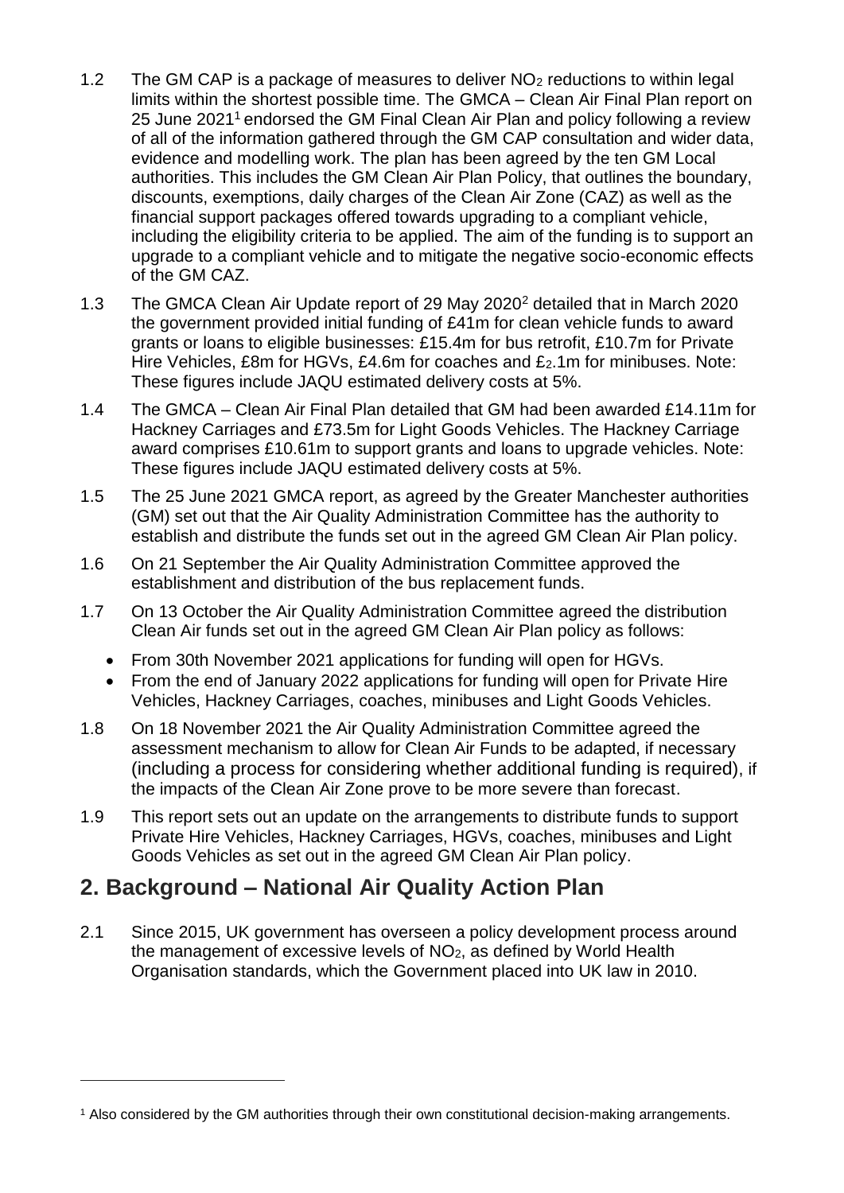1.2 The GM CAP is a package of measures to deliver $NO_2$ reductions to within legal limits within the shortest possible time. The GMCA – Clean Air Final Plan report on 25 June 2021[1] endorsed the GM Final Clean Air Plan and policy following a review of all of the information gathered through the GM CAP consultation and wider data, evidence and modelling work. The plan has been agreed by the ten GM Local authorities. This includes the GM Clean Air Plan Policy, that outlines the boundary, discounts, exemptions, daily charges of the Clean Air Zone (CAZ) as well as the financial support packages offered towards upgrading to a compliant vehicle, including the eligibility criteria to be applied. The aim of the funding is to support an upgrade to a compliant vehicle and to mitigate the negative socio-economic effects of the GM CAZ.

1.3 The GMCA Clean Air Update report of 29 May 2020[2] detailed that in March 2020 the government provided initial funding of £41m for clean vehicle funds to award grants or loans to eligible businesses: £15.4m for bus retrofit, £10.7m for Private Hire Vehicles, £8m for HGVs, £4.6m for coaches and £2.1m for minibuses. Note: These figures include JAQU estimated delivery costs at 5%.

1.4 The GMCA – Clean Air Final Plan detailed that GM had been awarded £14.11m for Hackney Carriages and £73.5m for Light Goods Vehicles. The Hackney Carriage award comprises £10.61m to support grants and loans to upgrade vehicles. Note: These figures include JAQU estimated delivery costs at 5%.

1.5 The 25 June 2021 GMCA report, as agreed by the Greater Manchester authorities (GM) set out that the Air Quality Administration Committee has the authority to establish and distribute the funds set out in the agreed GM Clean Air Plan policy.

1.6 On 21 September the Air Quality Administration Committee approved the establishment and distribution of the bus replacement funds.

1.7 On 13 October the Air Quality Administration Committee agreed the distribution Clean Air funds set out in the agreed GM Clean Air Plan policy as follows:

- From 30th November 2021 applications for funding will open for HGVs.
- From the end of January 2022 applications for funding will open for Private Hire Vehicles, Hackney Carriages, coaches, minibuses and Light Goods Vehicles.

1.8 On 18 November 2021 the Air Quality Administration Committee agreed the assessment mechanism to allow for Clean Air Funds to be adapted, if necessary (including a process for considering whether additional funding is required), if the impacts of the Clean Air Zone prove to be more severe than forecast.

1.9 This report sets out an update on the arrangements to distribute funds to support Private Hire Vehicles, Hackney Carriages, HGVs, coaches, minibuses and Light Goods Vehicles as set out in the agreed GM Clean Air Plan policy.

## 2. Background – National Air Quality Action Plan

2.1 Since 2015, UK government has overseen a policy development process around the management of excessive levels of $NO_2$, as defined by World Health Organisation standards, which the Government placed into UK law in 2010.

---

[1] Also considered by the GM authorities through their own constitutional decision-making arrangements.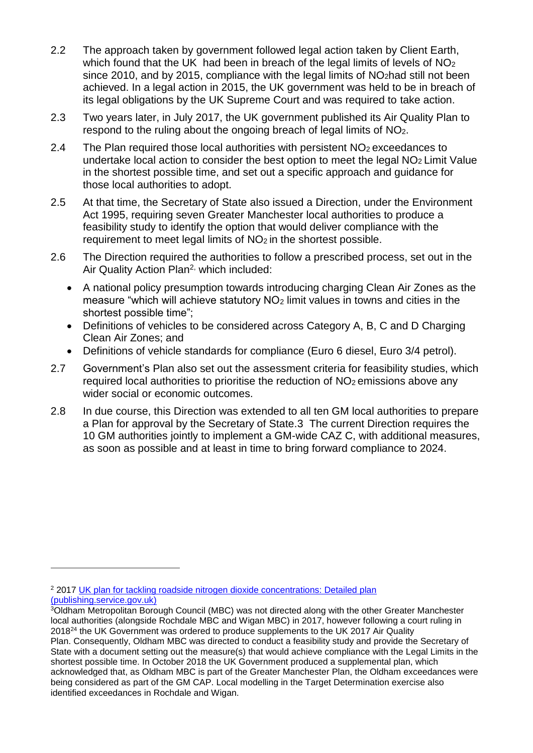2.2 The approach taken by government followed legal action taken by Client Earth, which found that the UK had been in breach of the legal limits of levels of $NO_2$ since 2010, and by 2015, compliance with the legal limits of $NO_2$had still not been achieved. In a legal action in 2015, the UK government was held to be in breach of its legal obligations by the UK Supreme Court and was required to take action.

2.3 Two years later, in July 2017, the UK government published its Air Quality Plan to respond to the ruling about the ongoing breach of legal limits of $NO_2$.

2.4 The Plan required those local authorities with persistent $NO_2$ exceedances to undertake local action to consider the best option to meet the legal $NO_2$ Limit Value in the shortest possible time, and set out a specific approach and guidance for those local authorities to adopt.

2.5 At that time, the Secretary of State also issued a Direction, under the Environment Act 1995, requiring seven Greater Manchester local authorities to produce a feasibility study to identify the option that would deliver compliance with the requirement to meet legal limits of $NO_2$ in the shortest possible.

2.6 The Direction required the authorities to follow a prescribed process, set out in the Air Quality Action Plan[2,] which included:

- A national policy presumption towards introducing charging Clean Air Zones as the measure "which will achieve statutory $NO_2$ limit values in towns and cities in the shortest possible time";
- Definitions of vehicles to be considered across Category A, B, C and D Charging Clean Air Zones; and
- Definitions of vehicle standards for compliance (Euro 6 diesel, Euro 3/4 petrol).

2.7 Government's Plan also set out the assessment criteria for feasibility studies, which required local authorities to prioritise the reduction of $NO_2$ emissions above any wider social or economic outcomes.

2.8 In due course, this Direction was extended to all ten GM local authorities to prepare a Plan for approval by the Secretary of State.3 The current Direction requires the 10 GM authorities jointly to implement a GM-wide CAZ C, with additional measures, as soon as possible and at least in time to bring forward compliance to 2024.

---

[2] 2017 [UK plan for tackling roadside nitrogen dioxide concentrations: Detailed plan (publishing.service.gov.uk)]

[3]Oldham Metropolitan Borough Council (MBC) was not directed along with the other Greater Manchester local authorities (alongside Rochdale MBC and Wigan MBC) in 2017, however following a court ruling in 2018[24] the UK Government was ordered to produce supplements to the UK 2017 Air Quality Plan. Consequently, Oldham MBC was directed to conduct a feasibility study and provide the Secretary of State with a document setting out the measure(s) that would achieve compliance with the Legal Limits in the shortest possible time. In October 2018 the UK Government produced a supplemental plan, which acknowledged that, as Oldham MBC is part of the Greater Manchester Plan, the Oldham exceedances were being considered as part of the GM CAP. Local modelling in the Target Determination exercise also identified exceedances in Rochdale and Wigan.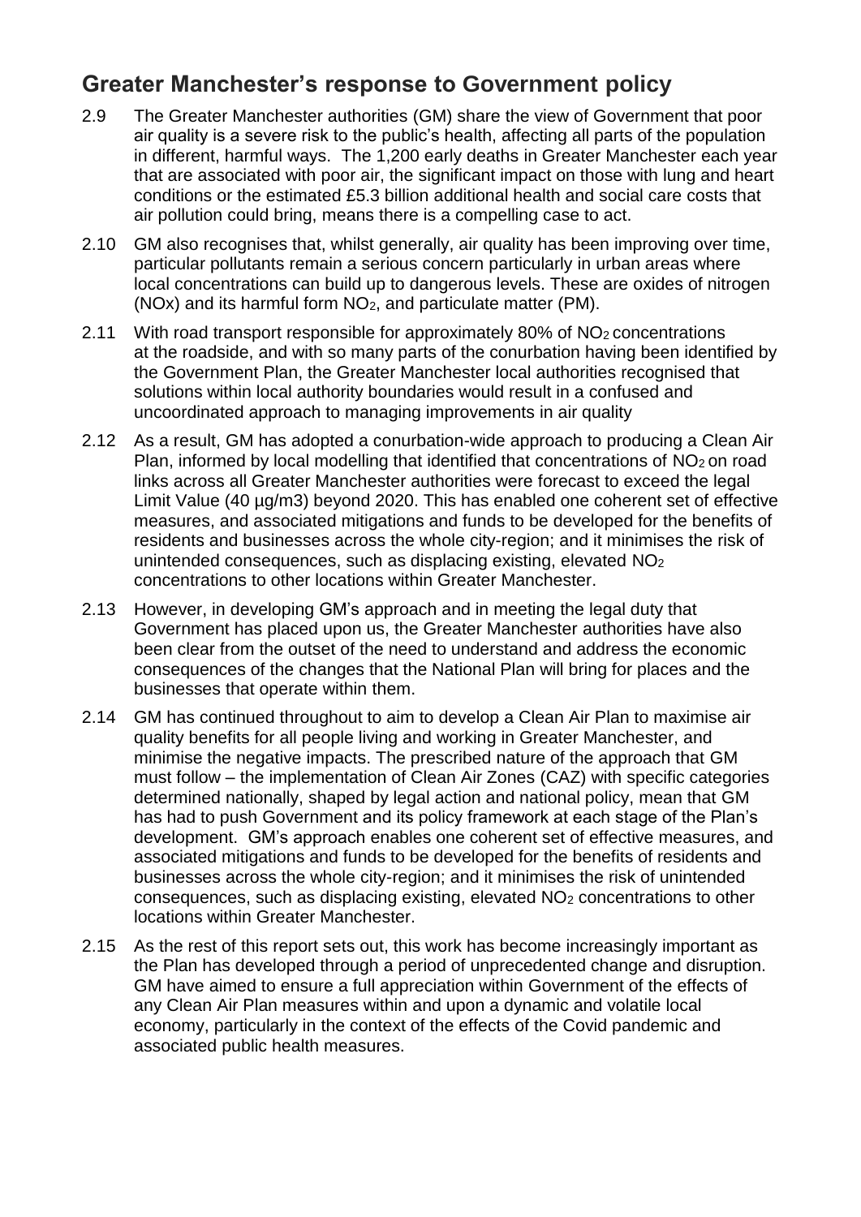## Greater Manchester's response to Government policy

2.9 The Greater Manchester authorities (GM) share the view of Government that poor air quality is a severe risk to the public's health, affecting all parts of the population in different, harmful ways. The 1,200 early deaths in Greater Manchester each year that are associated with poor air, the significant impact on those with lung and heart conditions or the estimated £5.3 billion additional health and social care costs that air pollution could bring, means there is a compelling case to act.

2.10 GM also recognises that, whilst generally, air quality has been improving over time, particular pollutants remain a serious concern particularly in urban areas where local concentrations can build up to dangerous levels. These are oxides of nitrogen ($NO_x$) and its harmful form $NO_2$, and particulate matter (PM).

2.11 With road transport responsible for approximately 80% of $NO_2$ concentrations at the roadside, and with so many parts of the conurbation having been identified by the Government Plan, the Greater Manchester local authorities recognised that solutions within local authority boundaries would result in a confused and uncoordinated approach to managing improvements in air quality

2.12 As a result, GM has adopted a conurbation-wide approach to producing a Clean Air Plan, informed by local modelling that identified that concentrations of $NO_2$ on road links across all Greater Manchester authorities were forecast to exceed the legal Limit Value (40 µg/m3) beyond 2020. This has enabled one coherent set of effective measures, and associated mitigations and funds to be developed for the benefits of residents and businesses across the whole city-region; and it minimises the risk of unintended consequences, such as displacing existing, elevated $NO_2$ concentrations to other locations within Greater Manchester.

2.13 However, in developing GM's approach and in meeting the legal duty that Government has placed upon us, the Greater Manchester authorities have also been clear from the outset of the need to understand and address the economic consequences of the changes that the National Plan will bring for places and the businesses that operate within them.

2.14 GM has continued throughout to aim to develop a Clean Air Plan to maximise air quality benefits for all people living and working in Greater Manchester, and minimise the negative impacts. The prescribed nature of the approach that GM must follow – the implementation of Clean Air Zones (CAZ) with specific categories determined nationally, shaped by legal action and national policy, mean that GM has had to push Government and its policy framework at each stage of the Plan's development. GM's approach enables one coherent set of effective measures, and associated mitigations and funds to be developed for the benefits of residents and businesses across the whole city-region; and it minimises the risk of unintended consequences, such as displacing existing, elevated $NO_2$ concentrations to other locations within Greater Manchester.

2.15 As the rest of this report sets out, this work has become increasingly important as the Plan has developed through a period of unprecedented change and disruption. GM have aimed to ensure a full appreciation within Government of the effects of any Clean Air Plan measures within and upon a dynamic and volatile local economy, particularly in the context of the effects of the Covid pandemic and associated public health measures.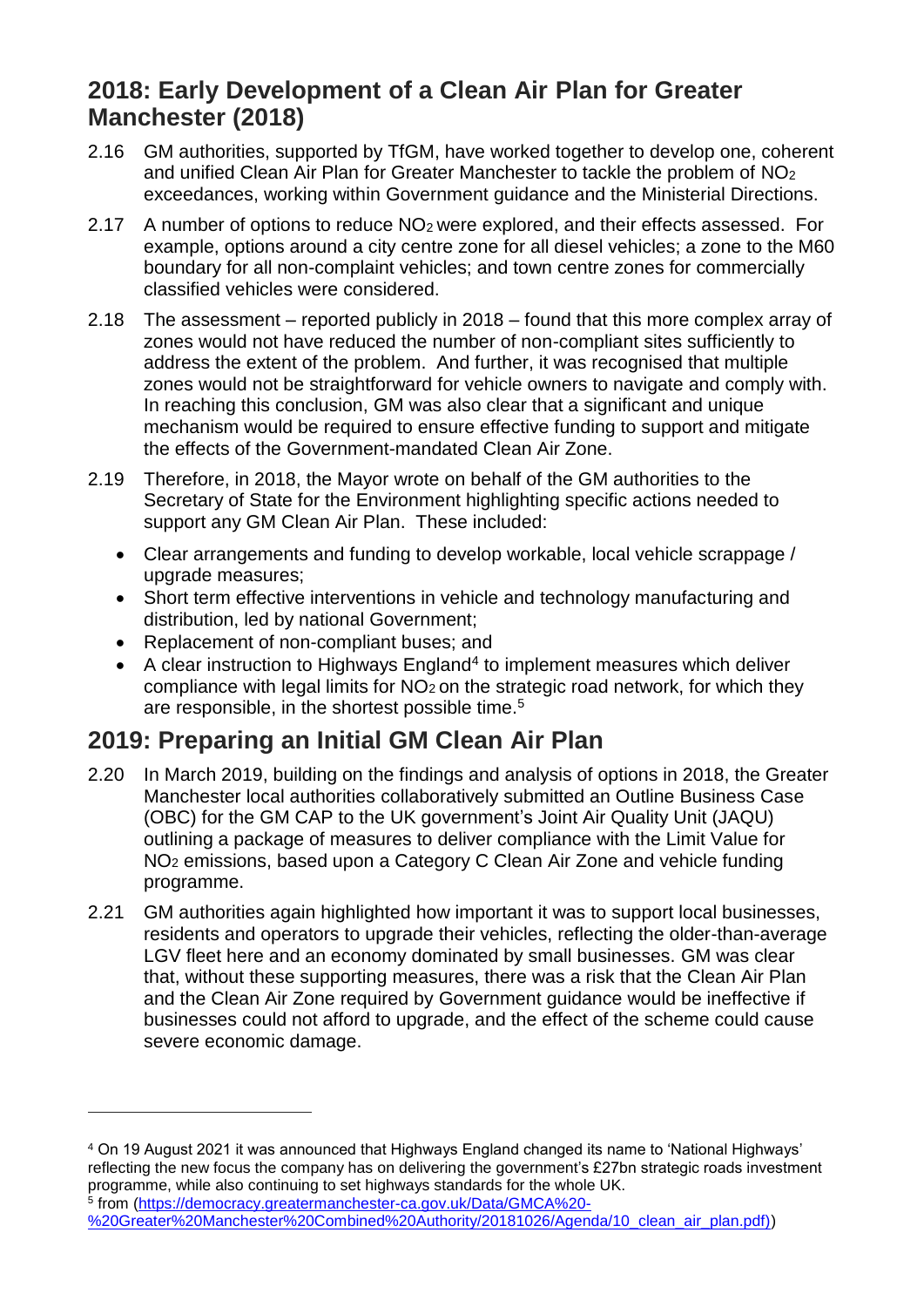## 2018: Early Development of a Clean Air Plan for Greater Manchester (2018)

2.16 GM authorities, supported by TfGM, have worked together to develop one, coherent and unified Clean Air Plan for Greater Manchester to tackle the problem of $NO_2$ exceedances, working within Government guidance and the Ministerial Directions.

2.17 A number of options to reduce $NO_2$ were explored, and their effects assessed. For example, options around a city centre zone for all diesel vehicles; a zone to the M60 boundary for all non-complaint vehicles; and town centre zones for commercially classified vehicles were considered.

2.18 The assessment – reported publicly in 2018 – found that this more complex array of zones would not have reduced the number of non-compliant sites sufficiently to address the extent of the problem. And further, it was recognised that multiple zones would not be straightforward for vehicle owners to navigate and comply with. In reaching this conclusion, GM was also clear that a significant and unique mechanism would be required to ensure effective funding to support and mitigate the effects of the Government-mandated Clean Air Zone.

2.19 Therefore, in 2018, the Mayor wrote on behalf of the GM authorities to the Secretary of State for the Environment highlighting specific actions needed to support any GM Clean Air Plan. These included:

- Clear arrangements and funding to develop workable, local vehicle scrappage / upgrade measures;
- Short term effective interventions in vehicle and technology manufacturing and distribution, led by national Government;
- Replacement of non-compliant buses; and
- A clear instruction to Highways England[4] to implement measures which deliver compliance with legal limits for $NO_2$ on the strategic road network, for which they are responsible, in the shortest possible time.[5]

## 2019: Preparing an Initial GM Clean Air Plan

2.20 In March 2019, building on the findings and analysis of options in 2018, the Greater Manchester local authorities collaboratively submitted an Outline Business Case (OBC) for the GM CAP to the UK government's Joint Air Quality Unit (JAQU) outlining a package of measures to deliver compliance with the Limit Value for $NO_2$ emissions, based upon a Category C Clean Air Zone and vehicle funding programme.

2.21 GM authorities again highlighted how important it was to support local businesses, residents and operators to upgrade their vehicles, reflecting the older-than-average LGV fleet here and an economy dominated by small businesses. GM was clear that, without these supporting measures, there was a risk that the Clean Air Plan and the Clean Air Zone required by Government guidance would be ineffective if businesses could not afford to upgrade, and the effect of the scheme could cause severe economic damage.

---

[4] On 19 August 2021 it was announced that Highways England changed its name to 'National Highways' reflecting the new focus the company has on delivering the government's £27bn strategic roads investment programme, while also continuing to set highways standards for the whole UK.

[5] from (https://democracy.greatermanchester-ca.gov.uk/Data/GMCA%20-%20Greater%20Manchester%20Combined%20Authority/20181026/Agenda/10_clean_air_plan.pdf))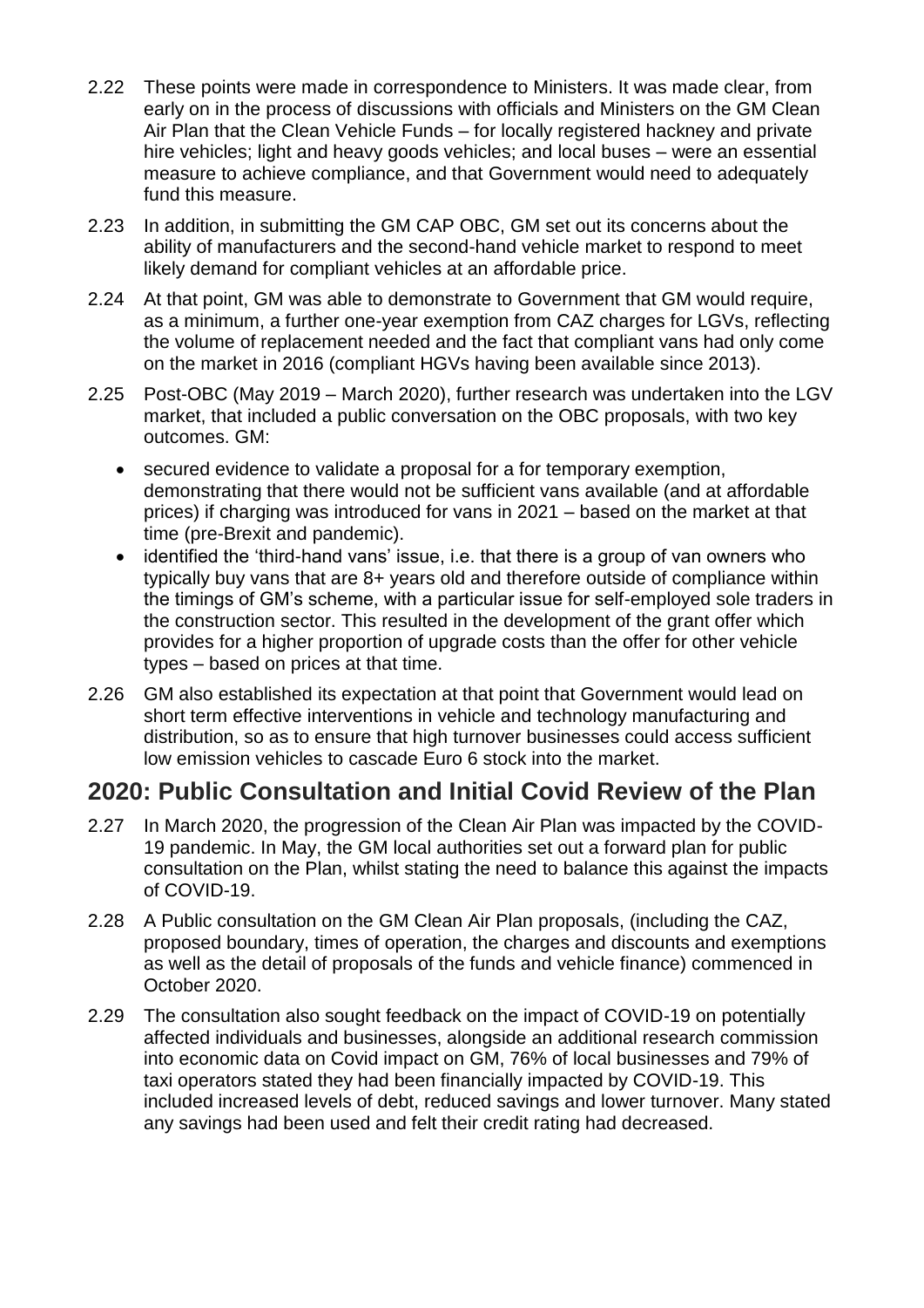2.22 These points were made in correspondence to Ministers. It was made clear, from early on in the process of discussions with officials and Ministers on the GM Clean Air Plan that the Clean Vehicle Funds – for locally registered hackney and private hire vehicles; light and heavy goods vehicles; and local buses – were an essential measure to achieve compliance, and that Government would need to adequately fund this measure.

2.23 In addition, in submitting the GM CAP OBC, GM set out its concerns about the ability of manufacturers and the second-hand vehicle market to respond to meet likely demand for compliant vehicles at an affordable price.

2.24 At that point, GM was able to demonstrate to Government that GM would require, as a minimum, a further one-year exemption from CAZ charges for LGVs, reflecting the volume of replacement needed and the fact that compliant vans had only come on the market in 2016 (compliant HGVs having been available since 2013).

2.25 Post-OBC (May 2019 – March 2020), further research was undertaken into the LGV market, that included a public conversation on the OBC proposals, with two key outcomes. GM:

- secured evidence to validate a proposal for a for temporary exemption, demonstrating that there would not be sufficient vans available (and at affordable prices) if charging was introduced for vans in 2021 – based on the market at that time (pre-Brexit and pandemic).
- identified the 'third-hand vans' issue, i.e. that there is a group of van owners who typically buy vans that are 8+ years old and therefore outside of compliance within the timings of GM's scheme, with a particular issue for self-employed sole traders in the construction sector. This resulted in the development of the grant offer which provides for a higher proportion of upgrade costs than the offer for other vehicle types – based on prices at that time.

2.26 GM also established its expectation at that point that Government would lead on short term effective interventions in vehicle and technology manufacturing and distribution, so as to ensure that high turnover businesses could access sufficient low emission vehicles to cascade Euro 6 stock into the market.

## 2020: Public Consultation and Initial Covid Review of the Plan

2.27 In March 2020, the progression of the Clean Air Plan was impacted by the COVID-19 pandemic. In May, the GM local authorities set out a forward plan for public consultation on the Plan, whilst stating the need to balance this against the impacts of COVID-19.

2.28 A Public consultation on the GM Clean Air Plan proposals, (including the CAZ, proposed boundary, times of operation, the charges and discounts and exemptions as well as the detail of proposals of the funds and vehicle finance) commenced in October 2020.

2.29 The consultation also sought feedback on the impact of COVID-19 on potentially affected individuals and businesses, alongside an additional research commission into economic data on Covid impact on GM, 76% of local businesses and 79% of taxi operators stated they had been financially impacted by COVID-19. This included increased levels of debt, reduced savings and lower turnover. Many stated any savings had been used and felt their credit rating had decreased.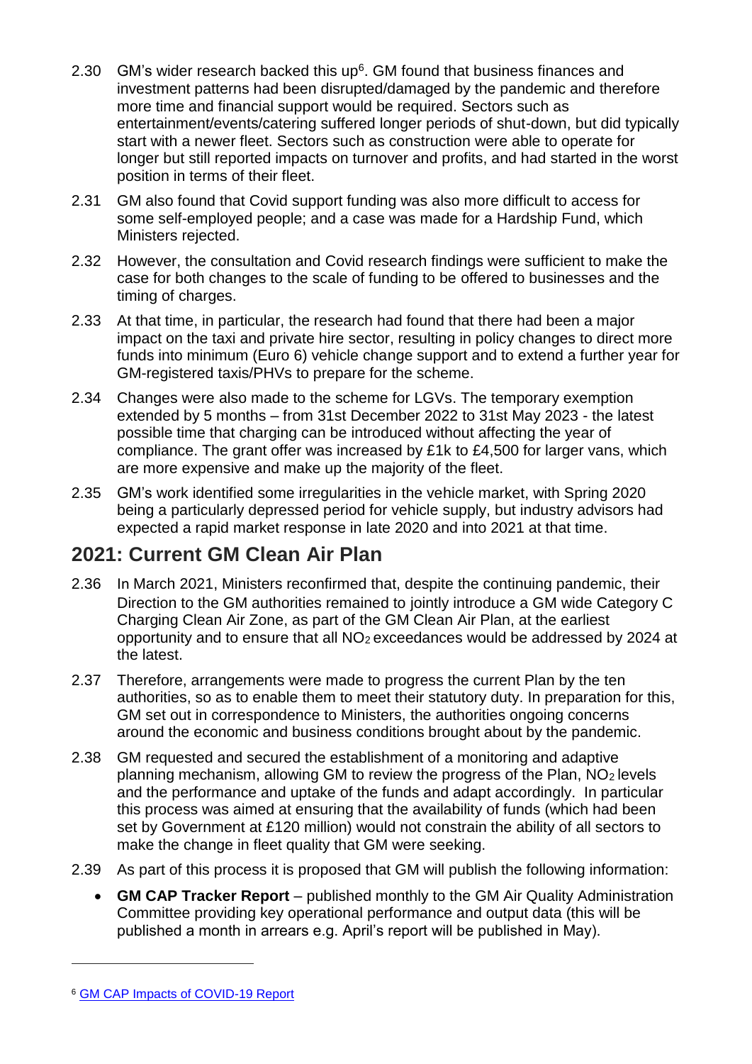2.30 GM's wider research backed this up[6]. GM found that business finances and investment patterns had been disrupted/damaged by the pandemic and therefore more time and financial support would be required. Sectors such as entertainment/events/catering suffered longer periods of shut-down, but did typically start with a newer fleet. Sectors such as construction were able to operate for longer but still reported impacts on turnover and profits, and had started in the worst position in terms of their fleet.

2.31 GM also found that Covid support funding was also more difficult to access for some self-employed people; and a case was made for a Hardship Fund, which Ministers rejected.

2.32 However, the consultation and Covid research findings were sufficient to make the case for both changes to the scale of funding to be offered to businesses and the timing of charges.

2.33 At that time, in particular, the research had found that there had been a major impact on the taxi and private hire sector, resulting in policy changes to direct more funds into minimum (Euro 6) vehicle change support and to extend a further year for GM-registered taxis/PHVs to prepare for the scheme.

2.34 Changes were also made to the scheme for LGVs. The temporary exemption extended by 5 months – from 31st December 2022 to 31st May 2023 - the latest possible time that charging can be introduced without affecting the year of compliance. The grant offer was increased by £1k to £4,500 for larger vans, which are more expensive and make up the majority of the fleet.

2.35 GM's work identified some irregularities in the vehicle market, with Spring 2020 being a particularly depressed period for vehicle supply, but industry advisors had expected a rapid market response in late 2020 and into 2021 at that time.

## 2021: Current GM Clean Air Plan

2.36 In March 2021, Ministers reconfirmed that, despite the continuing pandemic, their Direction to the GM authorities remained to jointly introduce a GM wide Category C Charging Clean Air Zone, as part of the GM Clean Air Plan, at the earliest opportunity and to ensure that all $NO_2$ exceedances would be addressed by 2024 at the latest.

2.37 Therefore, arrangements were made to progress the current Plan by the ten authorities, so as to enable them to meet their statutory duty. In preparation for this, GM set out in correspondence to Ministers, the authorities ongoing concerns around the economic and business conditions brought about by the pandemic.

2.38 GM requested and secured the establishment of a monitoring and adaptive planning mechanism, allowing GM to review the progress of the Plan, $NO_2$ levels and the performance and uptake of the funds and adapt accordingly. In particular this process was aimed at ensuring that the availability of funds (which had been set by Government at £120 million) would not constrain the ability of all sectors to make the change in fleet quality that GM were seeking.

2.39 As part of this process it is proposed that GM will publish the following information:

- **GM CAP Tracker Report** – published monthly to the GM Air Quality Administration Committee providing key operational performance and output data (this will be published a month in arrears e.g. April's report will be published in May).

[6] GM CAP Impacts of COVID-19 Report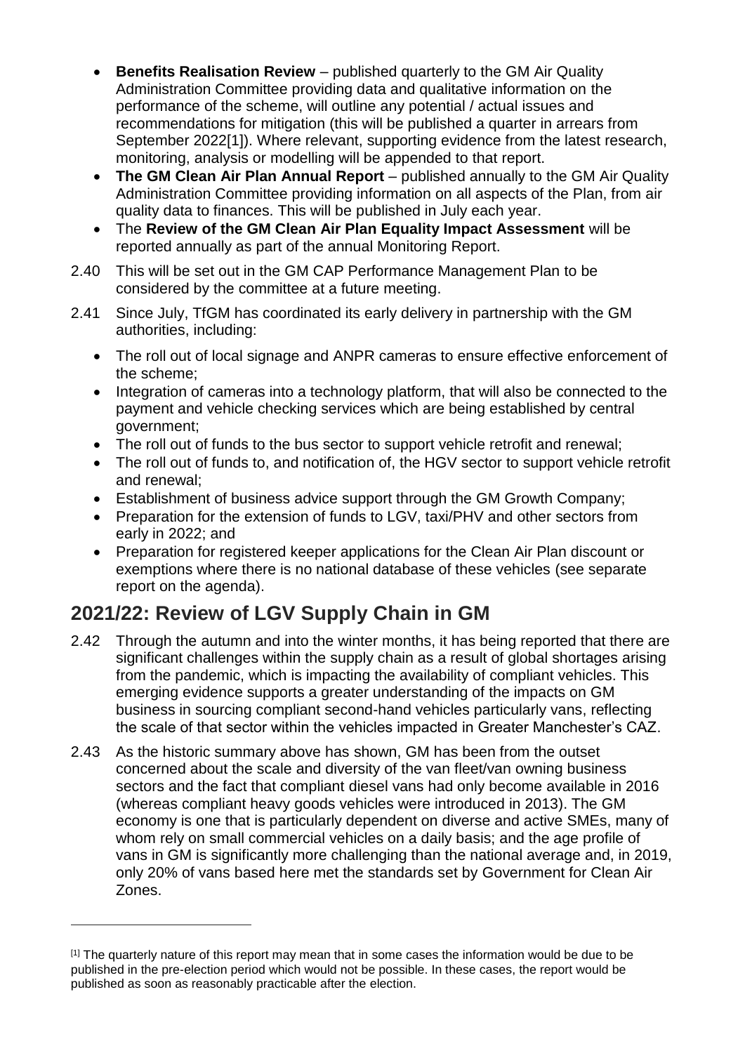- **Benefits Realisation Review** – published quarterly to the GM Air Quality Administration Committee providing data and qualitative information on the performance of the scheme, will outline any potential / actual issues and recommendations for mitigation (this will be published a quarter in arrears from September 2022[1]). Where relevant, supporting evidence from the latest research, monitoring, analysis or modelling will be appended to that report.
- **The GM Clean Air Plan Annual Report** – published annually to the GM Air Quality Administration Committee providing information on all aspects of the Plan, from air quality data to finances. This will be published in July each year.
- The **Review of the GM Clean Air Plan Equality Impact Assessment** will be reported annually as part of the annual Monitoring Report.

2.40 This will be set out in the GM CAP Performance Management Plan to be considered by the committee at a future meeting.

2.41 Since July, TfGM has coordinated its early delivery in partnership with the GM authorities, including:

- The roll out of local signage and ANPR cameras to ensure effective enforcement of the scheme;
- Integration of cameras into a technology platform, that will also be connected to the payment and vehicle checking services which are being established by central government;
- The roll out of funds to the bus sector to support vehicle retrofit and renewal;
- The roll out of funds to, and notification of, the HGV sector to support vehicle retrofit and renewal;
- Establishment of business advice support through the GM Growth Company;
- Preparation for the extension of funds to LGV, taxi/PHV and other sectors from early in 2022; and
- Preparation for registered keeper applications for the Clean Air Plan discount or exemptions where there is no national database of these vehicles (see separate report on the agenda).

## 2021/22: Review of LGV Supply Chain in GM

2.42 Through the autumn and into the winter months, it has being reported that there are significant challenges within the supply chain as a result of global shortages arising from the pandemic, which is impacting the availability of compliant vehicles. This emerging evidence supports a greater understanding of the impacts on GM business in sourcing compliant second-hand vehicles particularly vans, reflecting the scale of that sector within the vehicles impacted in Greater Manchester's CAZ.

2.43 As the historic summary above has shown, GM has been from the outset concerned about the scale and diversity of the van fleet/van owning business sectors and the fact that compliant diesel vans had only become available in 2016 (whereas compliant heavy goods vehicles were introduced in 2013). The GM economy is one that is particularly dependent on diverse and active SMEs, many of whom rely on small commercial vehicles on a daily basis; and the age profile of vans in GM is significantly more challenging than the national average and, in 2019, only 20% of vans based here met the standards set by Government for Clean Air Zones.

---

[1] The quarterly nature of this report may mean that in some cases the information would be due to be published in the pre-election period which would not be possible. In these cases, the report would be published as soon as reasonably practicable after the election.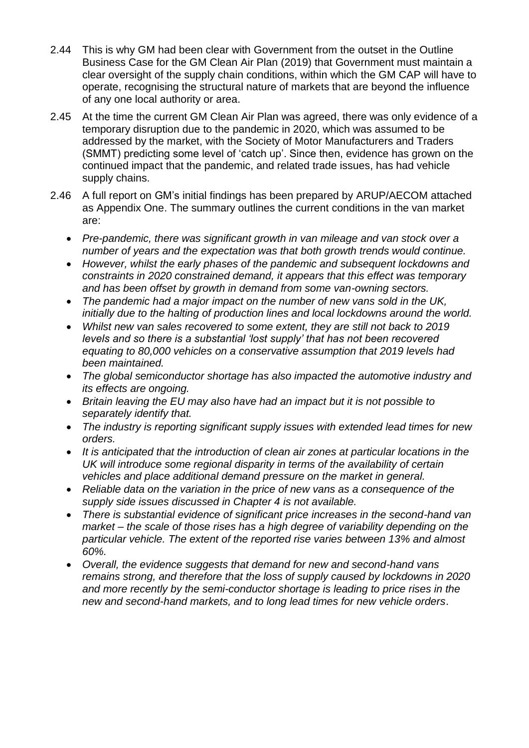2.44 This is why GM had been clear with Government from the outset in the Outline Business Case for the GM Clean Air Plan (2019) that Government must maintain a clear oversight of the supply chain conditions, within which the GM CAP will have to operate, recognising the structural nature of markets that are beyond the influence of any one local authority or area.

2.45 At the time the current GM Clean Air Plan was agreed, there was only evidence of a temporary disruption due to the pandemic in 2020, which was assumed to be addressed by the market, with the Society of Motor Manufacturers and Traders (SMMT) predicting some level of 'catch up'. Since then, evidence has grown on the continued impact that the pandemic, and related trade issues, has had vehicle supply chains.

2.46 A full report on GM's initial findings has been prepared by ARUP/AECOM attached as Appendix One. The summary outlines the current conditions in the van market are:

- *Pre-pandemic, there was significant growth in van mileage and van stock over a number of years and the expectation was that both growth trends would continue.*
- *However, whilst the early phases of the pandemic and subsequent lockdowns and constraints in 2020 constrained demand, it appears that this effect was temporary and has been offset by growth in demand from some van-owning sectors.*
- *The pandemic had a major impact on the number of new vans sold in the UK, initially due to the halting of production lines and local lockdowns around the world.*
- *Whilst new van sales recovered to some extent, they are still not back to 2019 levels and so there is a substantial 'lost supply' that has not been recovered equating to 80,000 vehicles on a conservative assumption that 2019 levels had been maintained.*
- *The global semiconductor shortage has also impacted the automotive industry and its effects are ongoing.*
- *Britain leaving the EU may also have had an impact but it is not possible to separately identify that.*
- *The industry is reporting significant supply issues with extended lead times for new orders.*
- *It is anticipated that the introduction of clean air zones at particular locations in the UK will introduce some regional disparity in terms of the availability of certain vehicles and place additional demand pressure on the market in general.*
- *Reliable data on the variation in the price of new vans as a consequence of the supply side issues discussed in Chapter 4 is not available.*
- *There is substantial evidence of significant price increases in the second-hand van market – the scale of those rises has a high degree of variability depending on the particular vehicle. The extent of the reported rise varies between 13% and almost 60%.*
- *Overall, the evidence suggests that demand for new and second-hand vans remains strong, and therefore that the loss of supply caused by lockdowns in 2020 and more recently by the semi-conductor shortage is leading to price rises in the new and second-hand markets, and to long lead times for new vehicle orders*.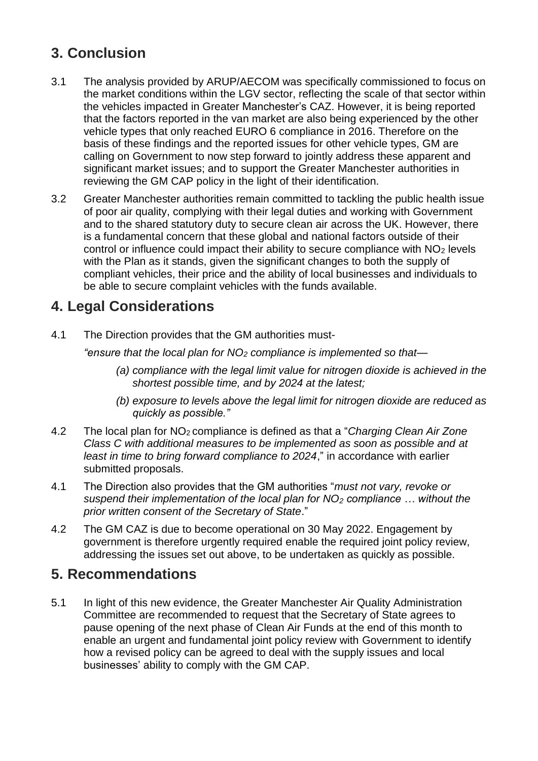## 3. Conclusion

3.1 The analysis provided by ARUP/AECOM was specifically commissioned to focus on the market conditions within the LGV sector, reflecting the scale of that sector within the vehicles impacted in Greater Manchester's CAZ. However, it is being reported that the factors reported in the van market are also being experienced by the other vehicle types that only reached EURO 6 compliance in 2016. Therefore on the basis of these findings and the reported issues for other vehicle types, GM are calling on Government to now step forward to jointly address these apparent and significant market issues; and to support the Greater Manchester authorities in reviewing the GM CAP policy in the light of their identification.

3.2 Greater Manchester authorities remain committed to tackling the public health issue of poor air quality, complying with their legal duties and working with Government and to the shared statutory duty to secure clean air across the UK. However, there is a fundamental concern that these global and national factors outside of their control or influence could impact their ability to secure compliance with $NO_2$ levels with the Plan as it stands, given the significant changes to both the supply of compliant vehicles, their price and the ability of local businesses and individuals to be able to secure complaint vehicles with the funds available.

## 4. Legal Considerations

4.1 The Direction provides that the GM authorities must-

*"ensure that the local plan for $NO_2$ compliance is implemented so that—*

> *(a) compliance with the legal limit value for nitrogen dioxide is achieved in the shortest possible time, and by 2024 at the latest;*
>
> *(b) exposure to levels above the legal limit for nitrogen dioxide are reduced as quickly as possible."*

4.2 The local plan for $NO_2$ compliance is defined as that a "*Charging Clean Air Zone Class C with additional measures to be implemented as soon as possible and at least in time to bring forward compliance to 2024*," in accordance with earlier submitted proposals.

4.1 The Direction also provides that the GM authorities "*must not vary, revoke or suspend their implementation of the local plan for $NO_2$ compliance … without the prior written consent of the Secretary of State*."

4.2 The GM CAZ is due to become operational on 30 May 2022. Engagement by government is therefore urgently required enable the required joint policy review, addressing the issues set out above, to be undertaken as quickly as possible.

## 5. Recommendations

5.1 In light of this new evidence, the Greater Manchester Air Quality Administration Committee are recommended to request that the Secretary of State agrees to pause opening of the next phase of Clean Air Funds at the end of this month to enable an urgent and fundamental joint policy review with Government to identify how a revised policy can be agreed to deal with the supply issues and local businesses' ability to comply with the GM CAP.